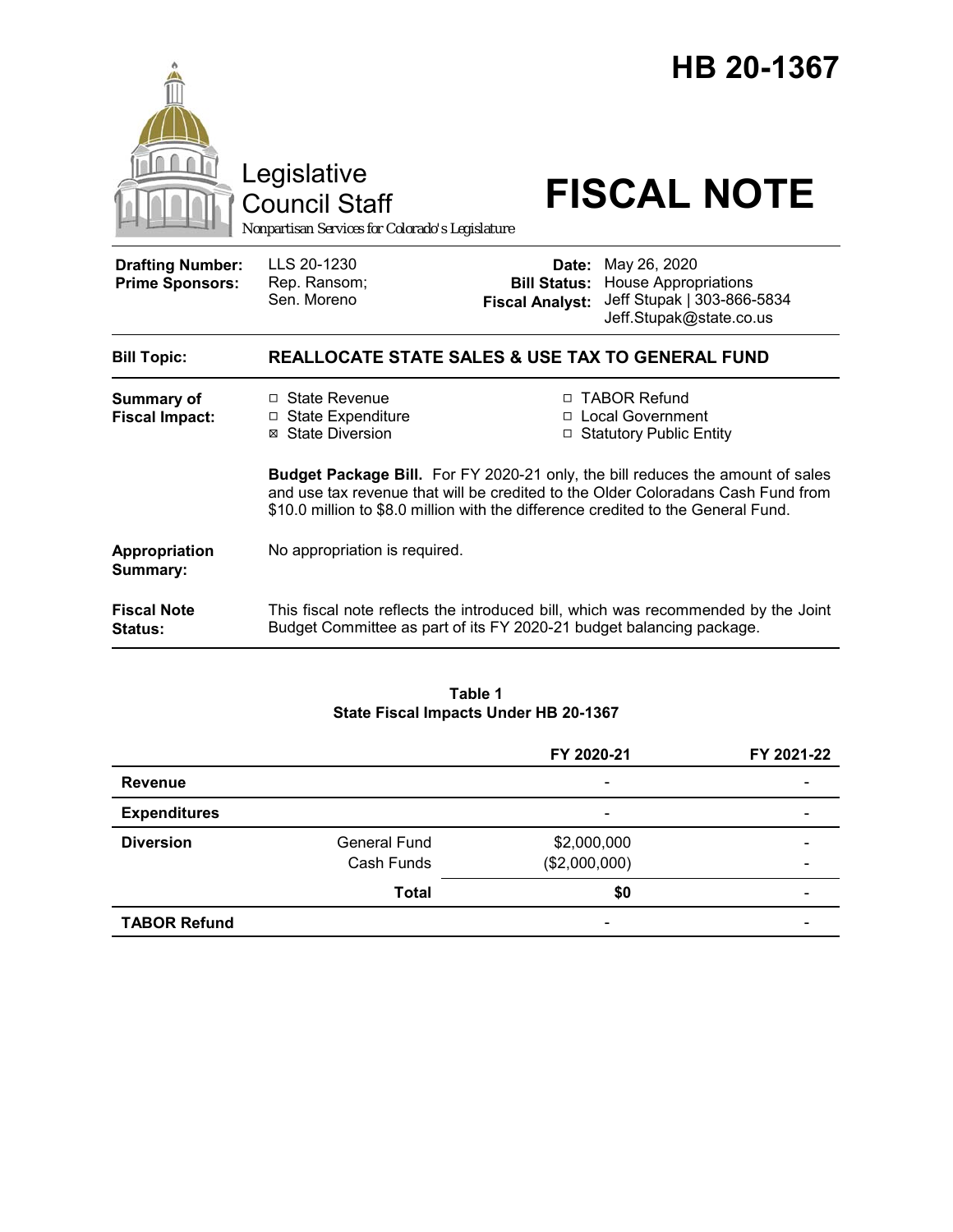# HB 20-1367

Legislative Council Staff

*Nonpartisan Services for Colorado's Legislature*

# FISCAL NOTE

| | | | |
|---|---|---|---|
| **Drafting Number:** | LLS 20-1230 | **Date:** | May 26, 2020 |
| **Prime Sponsors:** | Rep. Ransom; Sen. Moreno | **Bill Status:** | House Appropriations |
| | | **Fiscal Analyst:** | Jeff Stupak \| 303-866-5834 Jeff.Stupak@state.co.us |

| | |
|---|---|
| **Bill Topic:** | **REALLOCATE STATE SALES & USE TAX TO GENERAL FUND** |

**Summary of Fiscal Impact:**

- ☐ State Revenue
- ☐ State Expenditure
- ☒ State Diversion
- ☐ TABOR Refund
- ☐ Local Government
- ☐ Statutory Public Entity

**Budget Package Bill.** For FY 2020-21 only, the bill reduces the amount of sales and use tax revenue that will be credited to the Older Coloradans Cash Fund from $10.0 million to $8.0 million with the difference credited to the General Fund.

**Appropriation Summary:** No appropriation is required.

**Fiscal Note Status:** This fiscal note reflects the introduced bill, which was recommended by the Joint Budget Committee as part of its FY 2020-21 budget balancing package.

**Table 1**
**State Fiscal Impacts Under HB 20-1367**

| | | FY 2020-21 | FY 2021-22 |
|---|---|---|---|
| **Revenue** | | - | - |
| **Expenditures** | | - | - |
| **Diversion** | General Fund | $2,000,000 | - |
| | Cash Funds | ($2,000,000) | - |
| | **Total** | **$0** | - |
| **TABOR Refund** | | - | - |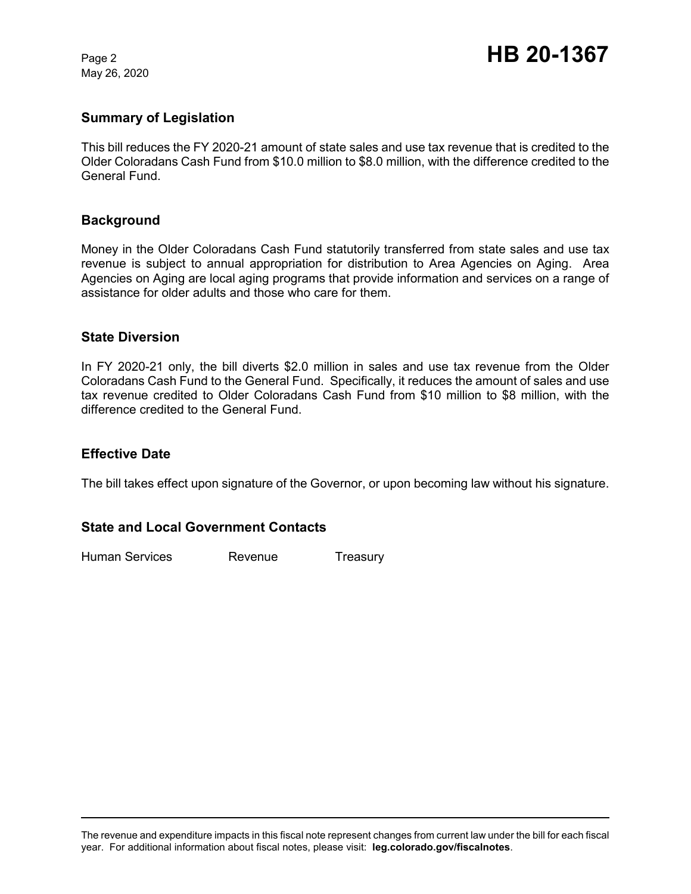## Summary of Legislation

This bill reduces the FY 2020-21 amount of state sales and use tax revenue that is credited to the Older Coloradans Cash Fund from $10.0 million to $8.0 million, with the difference credited to the General Fund.

## Background

Money in the Older Coloradans Cash Fund statutorily transferred from state sales and use tax revenue is subject to annual appropriation for distribution to Area Agencies on Aging. Area Agencies on Aging are local aging programs that provide information and services on a range of assistance for older adults and those who care for them.

## State Diversion

In FY 2020-21 only, the bill diverts $2.0 million in sales and use tax revenue from the Older Coloradans Cash Fund to the General Fund. Specifically, it reduces the amount of sales and use tax revenue credited to Older Coloradans Cash Fund from $10 million to $8 million, with the difference credited to the General Fund.

## Effective Date

The bill takes effect upon signature of the Governor, or upon becoming law without his signature.

## State and Local Government Contacts

Human Services     Revenue     Treasury

The revenue and expenditure impacts in this fiscal note represent changes from current law under the bill for each fiscal year. For additional information about fiscal notes, please visit: **leg.colorado.gov/fiscalnotes**.